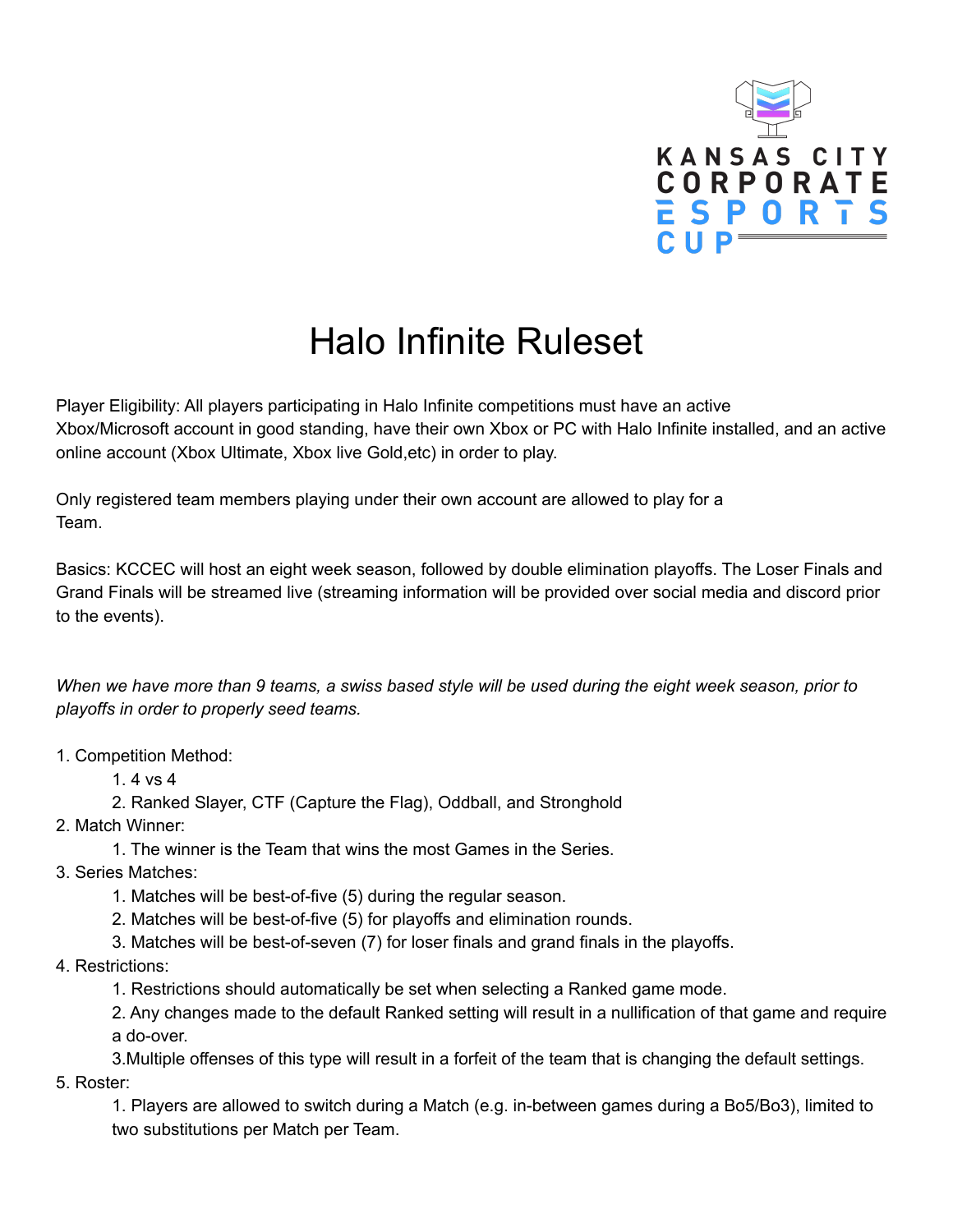KANSAS CITY CORPORATE ESPORTS CUP

# Halo Infinite Ruleset

Player Eligibility: All players participating in Halo Infinite competitions must have an active Xbox/Microsoft account in good standing, have their own Xbox or PC with Halo Infinite installed, and an active online account (Xbox Ultimate, Xbox live Gold,etc) in order to play.

Only registered team members playing under their own account are allowed to play for a Team.

Basics: KCCEC will host an eight week season, followed by double elimination playoffs. The Loser Finals and Grand Finals will be streamed live (streaming information will be provided over social media and discord prior to the events).

*When we have more than 9 teams, a swiss based style will be used during the eight week season, prior to playoffs in order to properly seed teams.*

1. Competition Method:
    1. 4 vs 4
    2. Ranked Slayer, CTF (Capture the Flag), Oddball, and Stronghold
2. Match Winner:
    1. The winner is the Team that wins the most Games in the Series.
3. Series Matches:
    1. Matches will be best-of-five (5) during the regular season.
    2. Matches will be best-of-five (5) for playoffs and elimination rounds.
    3. Matches will be best-of-seven (7) for loser finals and grand finals in the playoffs.
4. Restrictions:
    1. Restrictions should automatically be set when selecting a Ranked game mode.
    2. Any changes made to the default Ranked setting will result in a nullification of that game and require a do-over.
    3. Multiple offenses of this type will result in a forfeit of the team that is changing the default settings.
5. Roster:
    1. Players are allowed to switch during a Match (e.g. in-between games during a Bo5/Bo3), limited to two substitutions per Match per Team.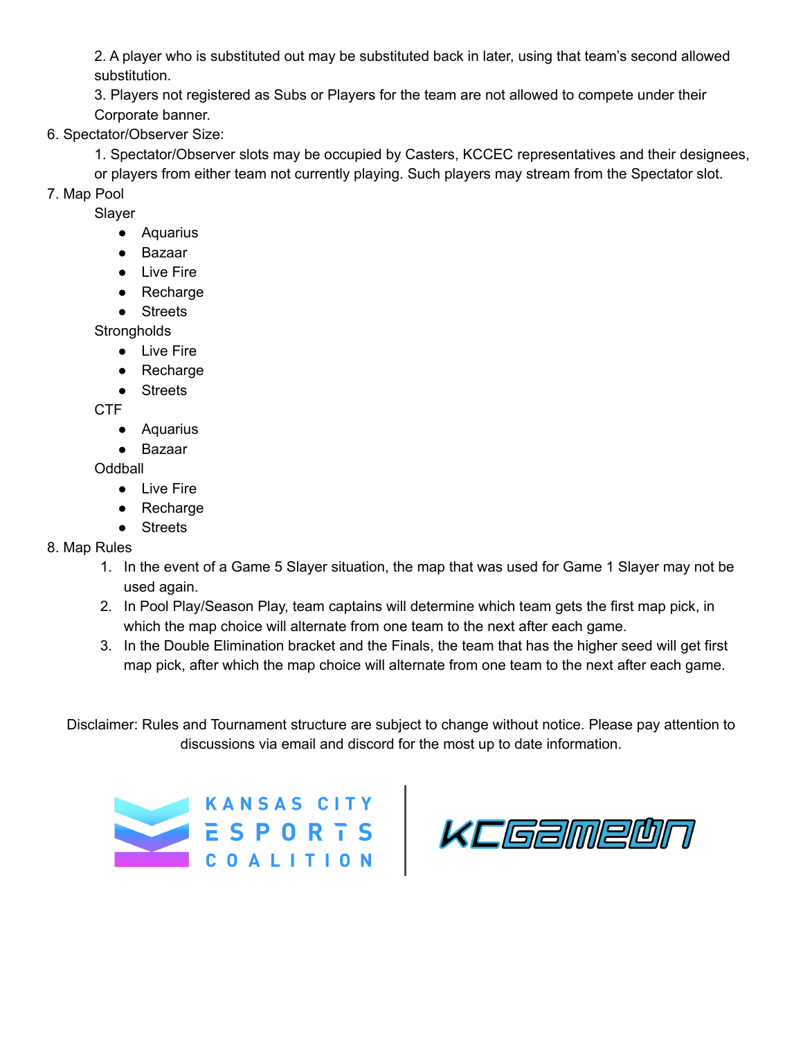2. A player who is substituted out may be substituted back in later, using that team's second allowed substitution.
3. Players not registered as Subs or Players for the team are not allowed to compete under their Corporate banner.

6. Spectator/Observer Size:
    1. Spectator/Observer slots may be occupied by Casters, KCCEC representatives and their designees, or players from either team not currently playing. Such players may stream from the Spectator slot.
7. Map Pool

    Slayer
    - Aquarius
    - Bazaar
    - Live Fire
    - Recharge
    - Streets

    Strongholds
    - Live Fire
    - Recharge
    - Streets

    CTF
    - Aquarius
    - Bazaar

    Oddball
    - Live Fire
    - Recharge
    - Streets
8. Map Rules
    1. In the event of a Game 5 Slayer situation, the map that was used for Game 1 Slayer may not be used again.
    2. In Pool Play/Season Play, team captains will determine which team gets the first map pick, in which the map choice will alternate from one team to the next after each game.
    3. In the Double Elimination bracket and the Finals, the team that has the higher seed will get first map pick, after which the map choice will alternate from one team to the next after each game.

Disclaimer: Rules and Tournament structure are subject to change without notice. Please pay attention to discussions via email and discord for the most up to date information.

KANSAS CITY ESPORTS COALITION | KCGAMEON